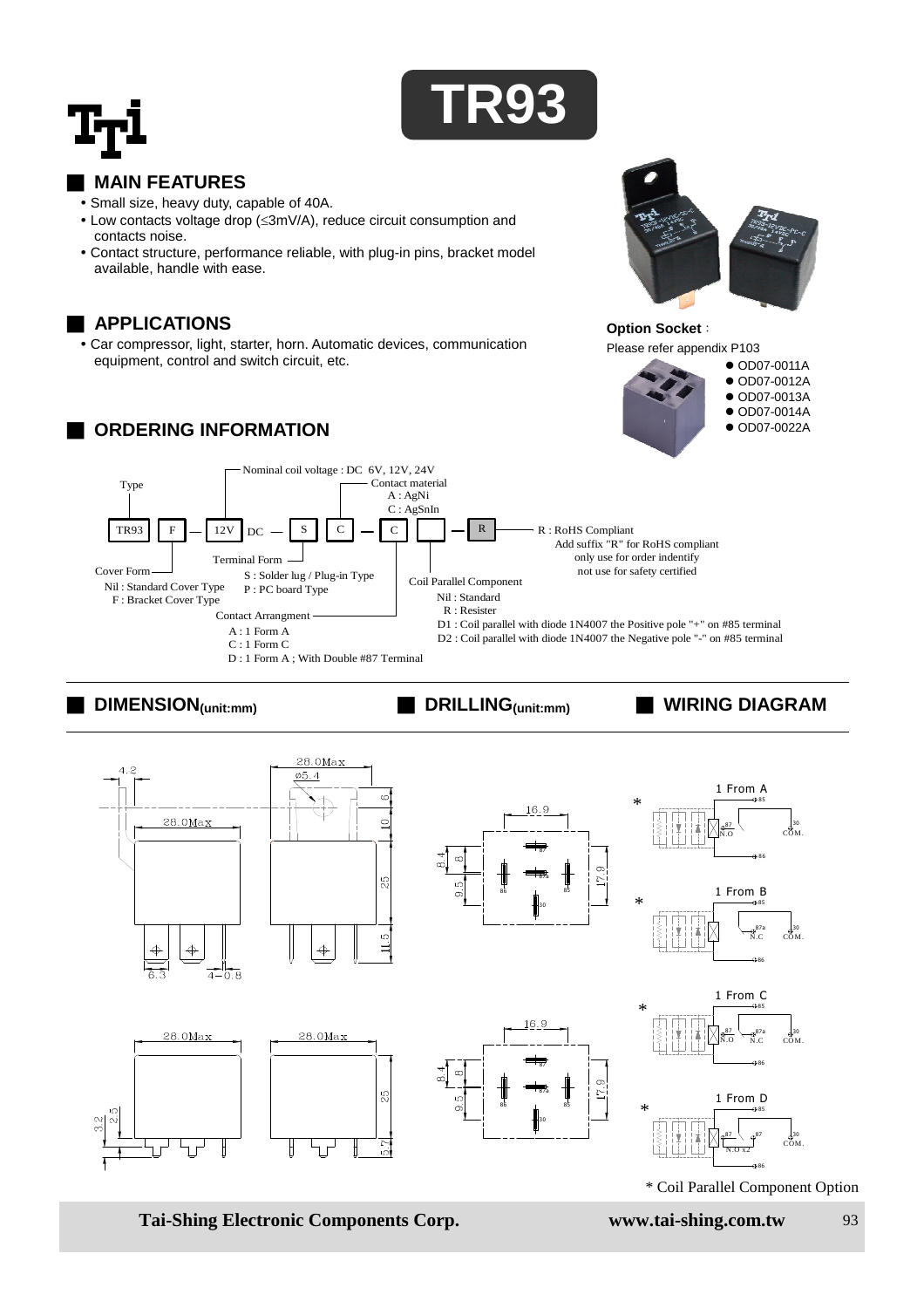# TR93

## MAIN FEATURES

- Small size, heavy duty, capable of 40A.
- Low contacts voltage drop (≤3mV/A), reduce circuit consumption and contacts noise.
- Contact structure, performance reliable, with plug-in pins, bracket model available, handle with ease.

## APPLICATIONS

- Car compressor, light, starter, horn. Automatic devices, communication equipment, control and switch circuit, etc.

**Option Socket**：
Please refer appendix P103

- OD07-0011A
- OD07-0012A
- OD07-0013A
- OD07-0014A
- OD07-0022A

## ORDERING INFORMATION

TR93 | F | — | 12V DC | — | S | C | — | C | | — | R

- Type: TR93
- Cover Form:
  - Nil : Standard Cover Type
  - F : Bracket Cover Type
- Nominal coil voltage : DC 6V, 12V, 24V
- Terminal Form:
  - S : Solder lug / Plug-in Type
  - P : PC board Type
- Contact Arrangment:
  - A : 1 Form A
  - C : 1 Form C
  - D : 1 Form A ; With Double #87 Terminal
- Contact material:
  - A : AgNi
  - C : AgSnIn
- Coil Parallel Component:
  - Nil : Standard
  - R : Resister
  - D1 : Coil parallel with diode 1N4007 the Positive pole "+" on #85 terminal
  - D2 : Coil parallel with diode 1N4007 the Negative pole "-" on #85 terminal
- R : RoHS Compliant
  - Add suffix "R" for RoHS compliant only use for order indentify not use for safety certified

## DIMENSION(unit:mm)

## DRILLING(unit:mm)

## WIRING DIAGRAM

1 From A / 1 From B / 1 From C / 1 From D

\* Coil Parallel Component Option

Tai-Shing Electronic Components Corp. www.tai-shing.com.tw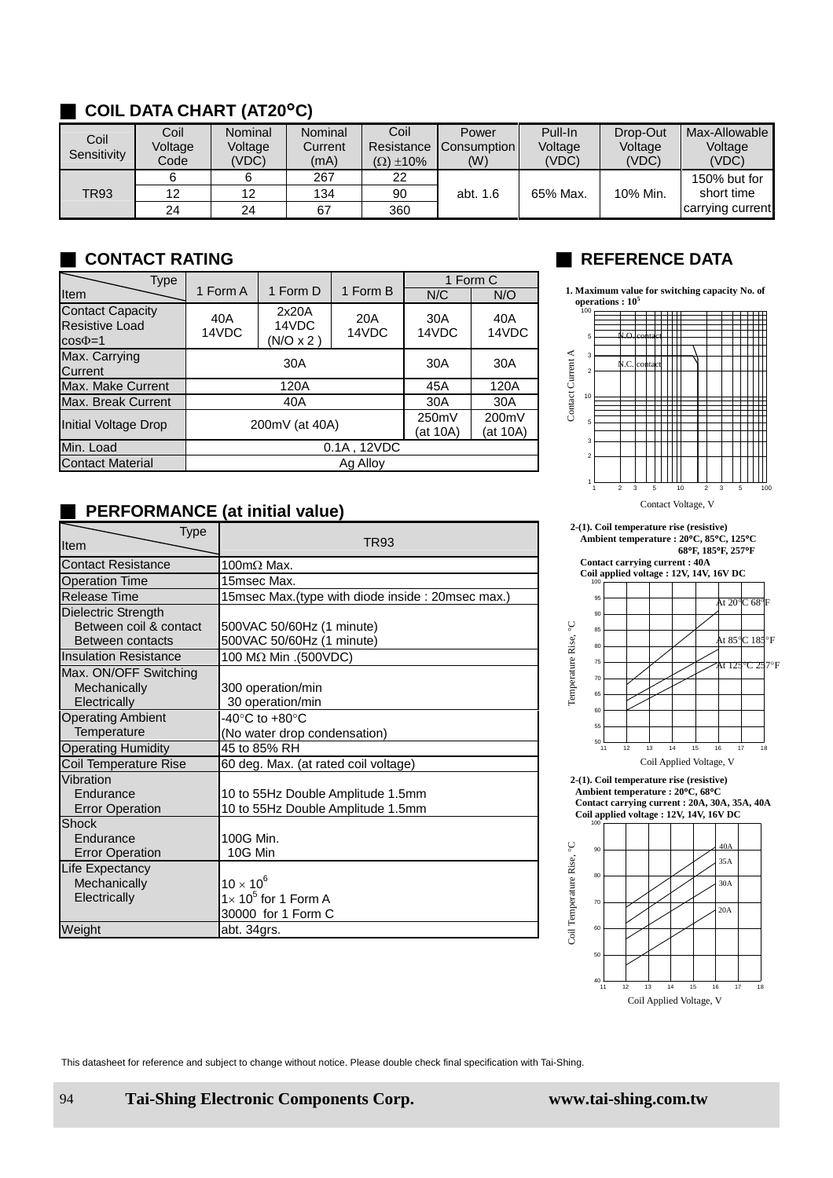## COIL DATA CHART (AT20°C)

| Coil Sensitivity | Coil Voltage Code | Nominal Voltage (VDC) | Nominal Current (mA) | Coil Resistance (Ω) ±10% | Power Consumption (W) | Pull-In Voltage (VDC) | Drop-Out Voltage (VDC) | Max-Allowable Voltage (VDC) |
|---|---|---|---|---|---|---|---|---|
| TR93 | 6 | 6 | 267 | 22 | abt. 1.6 | 65% Max. | 10% Min. | 150% but for short time carrying current |
| | 12 | 12 | 134 | 90 | | | | |
| | 24 | 24 | 67 | 360 | | | | |

## CONTACT RATING

| Item \ Type | 1 Form A | 1 Form D | 1 Form B | 1 Form C N/C | 1 Form C N/O |
|---|---|---|---|---|---|
| Contact Capacity Resistive Load cosΦ=1 | 40A 14VDC | 2x20A 14VDC (N/O x 2 ) | 20A 14VDC | 30A 14VDC | 40A 14VDC |
| Max. Carrying Current | 30A | | | 30A | 30A |
| Max. Make Current | 120A | | | 45A | 120A |
| Max. Break Current | 40A | | | 30A | 30A |
| Initial Voltage Drop | 200mV (at 40A) | | | 250mV (at 10A) | 200mV (at 10A) |
| Min. Load | 0.1A , 12VDC | | | | |
| Contact Material | Ag Alloy | | | | |

## PERFORMANCE (at initial value)

| Item \ Type | TR93 |
|---|---|
| Contact Resistance | 100mΩ Max. |
| Operation Time | 15msec Max. |
| Release Time | 15msec Max.(type with diode inside : 20msec max.) |
| Dielectric Strength<br>Between coil & contact<br>Between contacts | <br>500VAC 50/60Hz (1 minute)<br>500VAC 50/60Hz (1 minute) |
| Insulation Resistance | 100 MΩ Min .(500VDC) |
| Max. ON/OFF Switching<br>Mechanically<br>Electrically | <br>300 operation/min<br>30 operation/min |
| Operating Ambient Temperature | -40°C to +80°C<br>(No water drop condensation) |
| Operating Humidity | 45 to 85% RH |
| Coil Temperature Rise | 60 deg. Max. (at rated coil voltage) |
| Vibration<br>Endurance<br>Error Operation | <br>10 to 55Hz Double Amplitude 1.5mm<br>10 to 55Hz Double Amplitude 1.5mm |
| Shock<br>Endurance<br>Error Operation | <br>100G Min.<br>10G Min |
| Life Expectancy<br>Mechanically<br>Electrically | <br>$10 \times 10^6$<br>$1 \times 10^5$ for 1 Form A<br>30000 for 1 Form C |
| Weight | abt. 34grs. |

## REFERENCE DATA

**1. Maximum value for switching capacity No. of operations : $10^5$**

Contact Current A

N.O. contact
N.C. contact

Contact Voltage, V

**2-(1). Coil temperature rise (resistive)**
**Ambient temperature : 20°C, 85°C, 125°C 68°F, 185°F, 257°F**
**Contact carrying current : 40A**
**Coil applied voltage : 12V, 14V, 16V DC**

Temperature Rise, °C

At 20°C 68°F
At 85°C 185°F
At 125°C 257°F

Coil Applied Voltage, V

**2-(1). Coil temperature rise (resistive)**
**Ambient temperature : 20°C, 68°C**
**Contact carrying current : 20A, 30A, 35A, 40A**
**Coil applied voltage : 12V, 14V, 16V DC**

Coil Temperature Rise, °C

40A
35A
30A
20A

Coil Applied Voltage, V

This datasheet for reference and subject to change without notice. Please double check final specification with Tai-Shing.

**Tai-Shing Electronic Components Corp.** **www.tai-shing.com.tw**